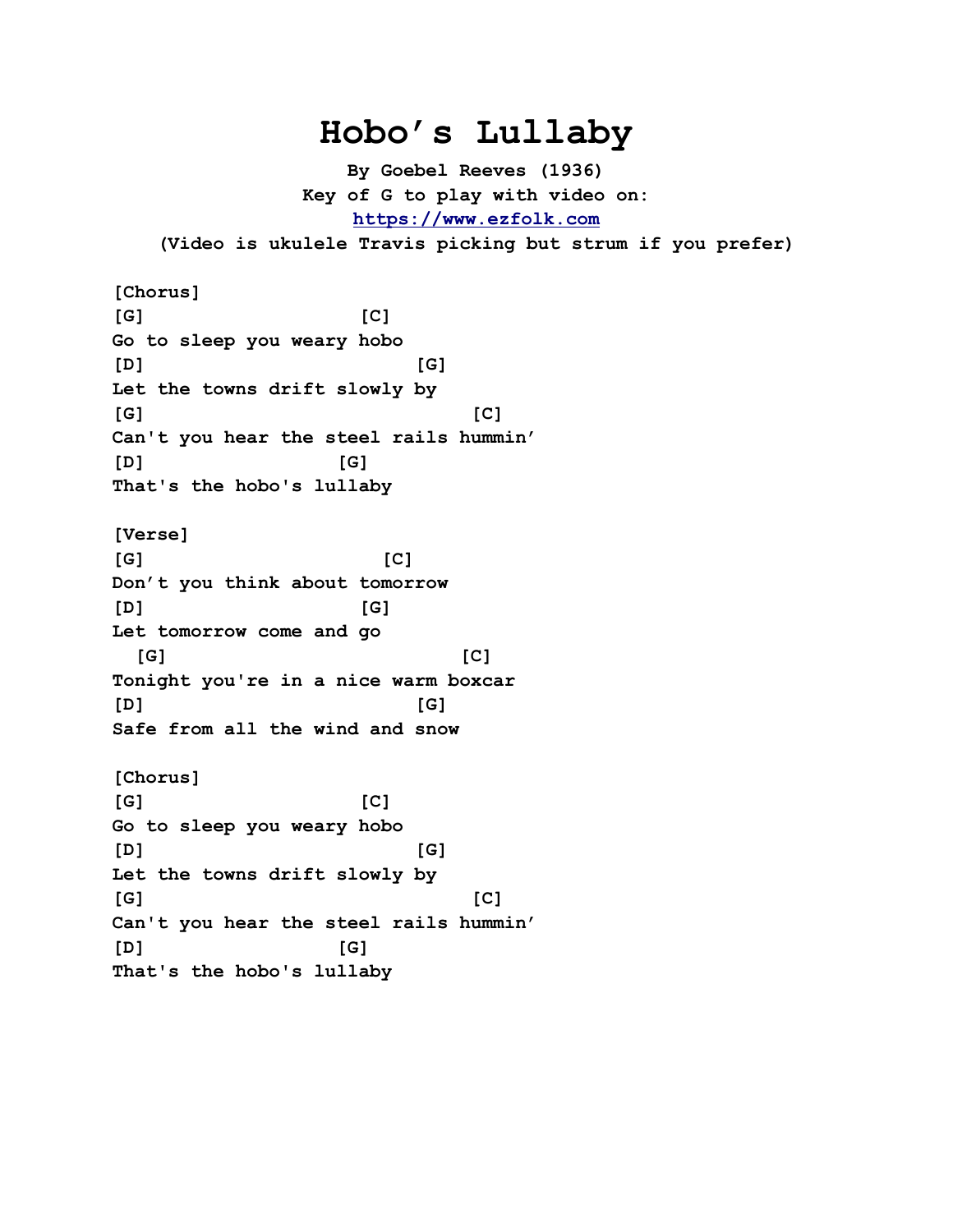# Hobo's Lullaby

**By Goebel Reeves (1936)**
**Key of G to play with video on:**
**https://www.ezfolk.com**
**(Video is ukulele Travis picking but strum if you prefer)**

```
[Chorus]
[G]                  [C]
Go to sleep you weary hobo
[D]                       [G]
Let the towns drift slowly by
[G]                             [C]
Can't you hear the steel rails hummin'
[D]               [G]
That's the hobo's lullaby

[Verse]
[G]                    [C]
Don't you think about tomorrow
[D]                  [G]
Let tomorrow come and go
  [G]                         [C]
Tonight you're in a nice warm boxcar
[D]                       [G]
Safe from all the wind and snow

[Chorus]
[G]                  [C]
Go to sleep you weary hobo
[D]                       [G]
Let the towns drift slowly by
[G]                             [C]
Can't you hear the steel rails hummin'
[D]               [G]
That's the hobo's lullaby
```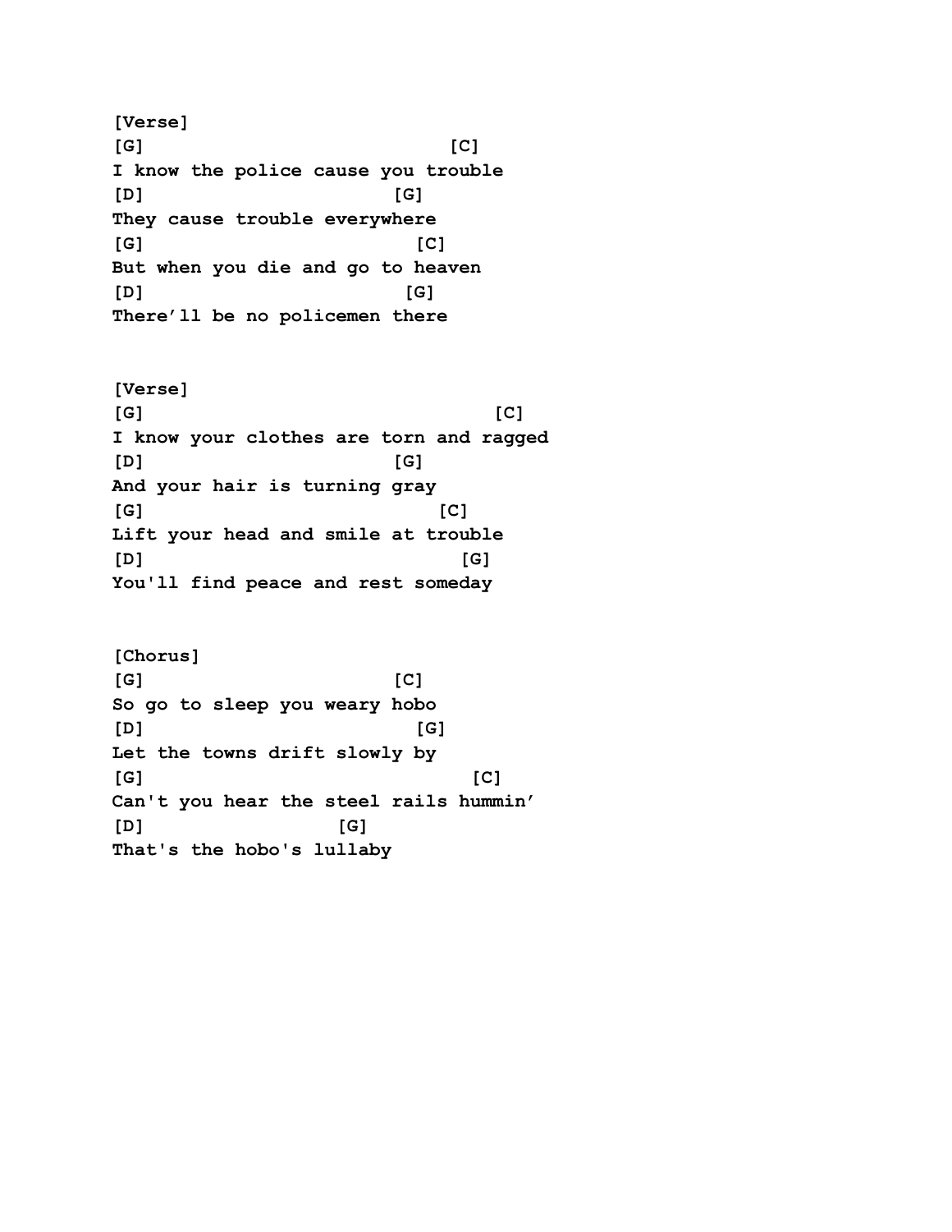```
[Verse]
[G]                             [C]
I know the police cause you trouble
[D]                      [G]
They cause trouble everywhere
[G]                        [C]
But when you die and go to heaven
[D]                       [G]
There'll be no policemen there


[Verse]
[G]                                 [C]
I know your clothes are torn and ragged
[D]                      [G]
And your hair is turning gray
[G]                         [C]
Lift your head and smile at trouble
[D]                            [G]
You'll find peace and rest someday


[Chorus]
[G]                      [C]
So go to sleep you weary hobo
[D]                        [G]
Let the towns drift slowly by
[G]                             [C]
Can't you hear the steel rails hummin'
[D]                [G]
That's the hobo's lullaby
```